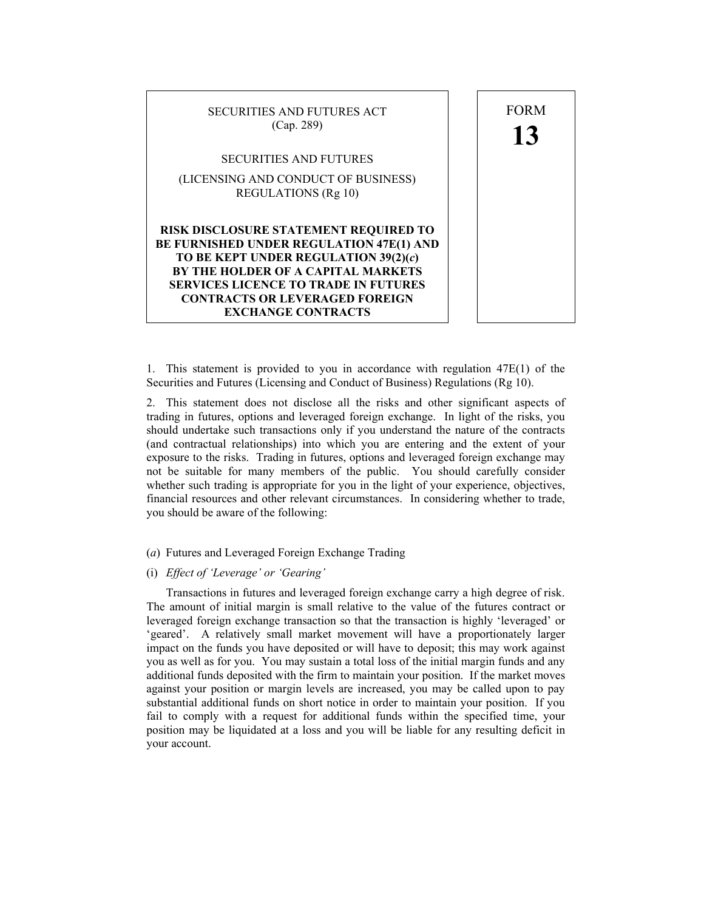SECURITIES AND FUTURES ACT
(Cap. 289)

SECURITIES AND FUTURES

(LICENSING AND CONDUCT OF BUSINESS)
REGULATIONS (Rg 10)

**RISK DISCLOSURE STATEMENT REQUIRED TO BE FURNISHED UNDER REGULATION 47E(1) AND TO BE KEPT UNDER REGULATION 39(2)(*c*) BY THE HOLDER OF A CAPITAL MARKETS SERVICES LICENCE TO TRADE IN FUTURES CONTRACTS OR LEVERAGED FOREIGN EXCHANGE CONTRACTS**

FORM
**13**

1. This statement is provided to you in accordance with regulation 47E(1) of the Securities and Futures (Licensing and Conduct of Business) Regulations (Rg 10).

2. This statement does not disclose all the risks and other significant aspects of trading in futures, options and leveraged foreign exchange. In light of the risks, you should undertake such transactions only if you understand the nature of the contracts (and contractual relationships) into which you are entering and the extent of your exposure to the risks. Trading in futures, options and leveraged foreign exchange may not be suitable for many members of the public. You should carefully consider whether such trading is appropriate for you in the light of your experience, objectives, financial resources and other relevant circumstances. In considering whether to trade, you should be aware of the following:

(*a*) Futures and Leveraged Foreign Exchange Trading

(i) *Effect of 'Leverage' or 'Gearing'*

Transactions in futures and leveraged foreign exchange carry a high degree of risk. The amount of initial margin is small relative to the value of the futures contract or leveraged foreign exchange transaction so that the transaction is highly 'leveraged' or 'geared'. A relatively small market movement will have a proportionately larger impact on the funds you have deposited or will have to deposit; this may work against you as well as for you. You may sustain a total loss of the initial margin funds and any additional funds deposited with the firm to maintain your position. If the market moves against your position or margin levels are increased, you may be called upon to pay substantial additional funds on short notice in order to maintain your position. If you fail to comply with a request for additional funds within the specified time, your position may be liquidated at a loss and you will be liable for any resulting deficit in your account.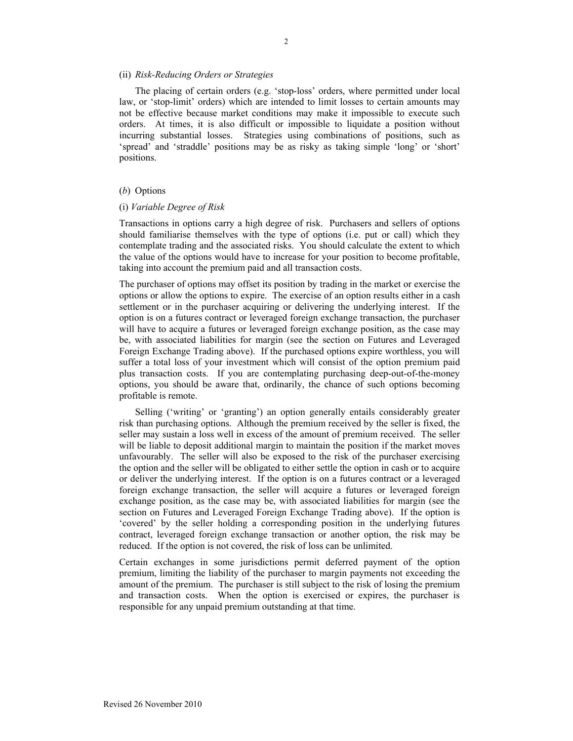(ii) *Risk-Reducing Orders or Strategies*

The placing of certain orders (e.g. 'stop-loss' orders, where permitted under local law, or 'stop-limit' orders) which are intended to limit losses to certain amounts may not be effective because market conditions may make it impossible to execute such orders. At times, it is also difficult or impossible to liquidate a position without incurring substantial losses. Strategies using combinations of positions, such as 'spread' and 'straddle' positions may be as risky as taking simple 'long' or 'short' positions.

(*b*) Options

(i) *Variable Degree of Risk*

Transactions in options carry a high degree of risk. Purchasers and sellers of options should familiarise themselves with the type of options (i.e. put or call) which they contemplate trading and the associated risks. You should calculate the extent to which the value of the options would have to increase for your position to become profitable, taking into account the premium paid and all transaction costs.

The purchaser of options may offset its position by trading in the market or exercise the options or allow the options to expire. The exercise of an option results either in a cash settlement or in the purchaser acquiring or delivering the underlying interest. If the option is on a futures contract or leveraged foreign exchange transaction, the purchaser will have to acquire a futures or leveraged foreign exchange position, as the case may be, with associated liabilities for margin (see the section on Futures and Leveraged Foreign Exchange Trading above). If the purchased options expire worthless, you will suffer a total loss of your investment which will consist of the option premium paid plus transaction costs. If you are contemplating purchasing deep-out-of-the-money options, you should be aware that, ordinarily, the chance of such options becoming profitable is remote.

Selling ('writing' or 'granting') an option generally entails considerably greater risk than purchasing options. Although the premium received by the seller is fixed, the seller may sustain a loss well in excess of the amount of premium received. The seller will be liable to deposit additional margin to maintain the position if the market moves unfavourably. The seller will also be exposed to the risk of the purchaser exercising the option and the seller will be obligated to either settle the option in cash or to acquire or deliver the underlying interest. If the option is on a futures contract or a leveraged foreign exchange transaction, the seller will acquire a futures or leveraged foreign exchange position, as the case may be, with associated liabilities for margin (see the section on Futures and Leveraged Foreign Exchange Trading above). If the option is 'covered' by the seller holding a corresponding position in the underlying futures contract, leveraged foreign exchange transaction or another option, the risk may be reduced. If the option is not covered, the risk of loss can be unlimited.

Certain exchanges in some jurisdictions permit deferred payment of the option premium, limiting the liability of the purchaser to margin payments not exceeding the amount of the premium. The purchaser is still subject to the risk of losing the premium and transaction costs. When the option is exercised or expires, the purchaser is responsible for any unpaid premium outstanding at that time.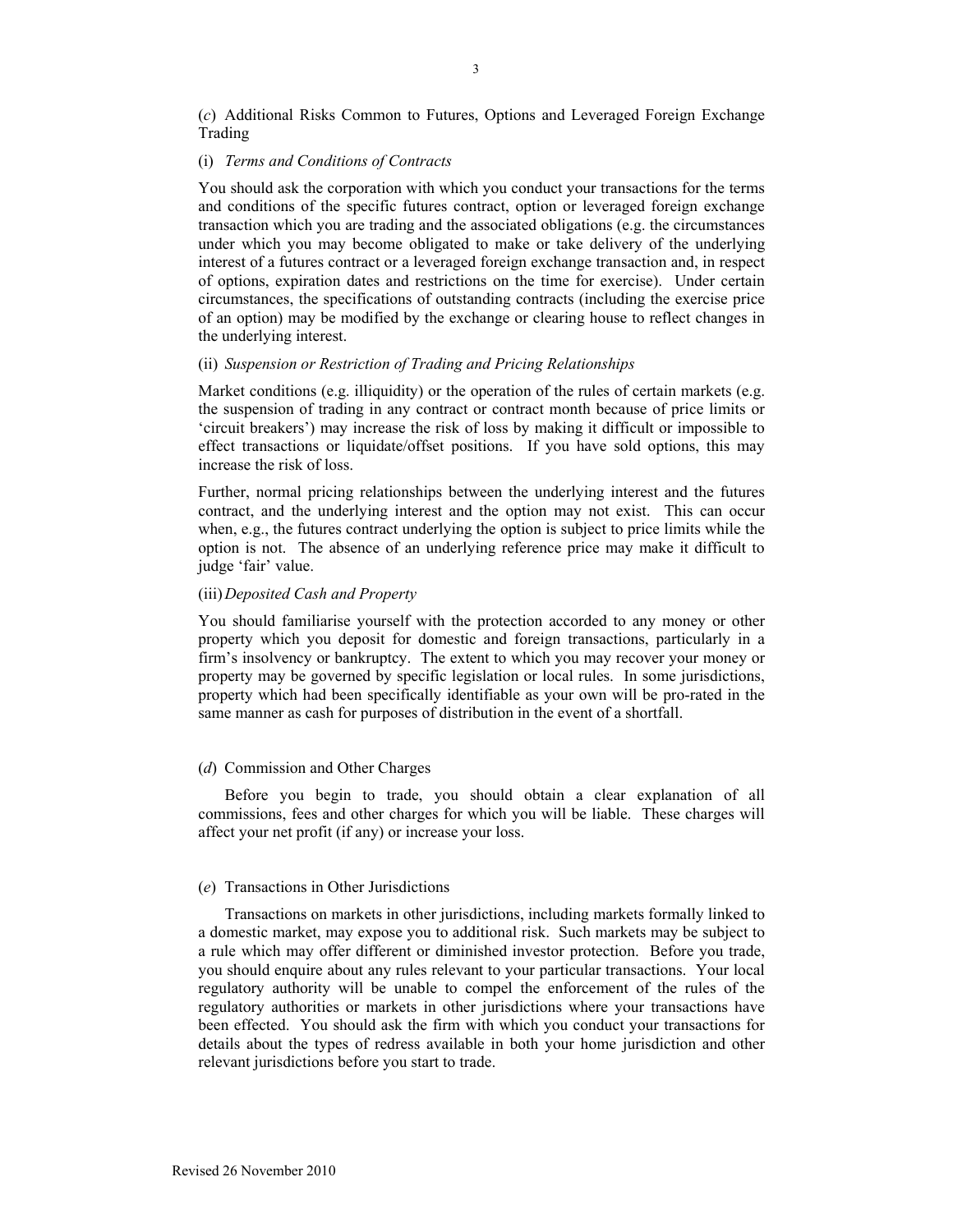(*c*) Additional Risks Common to Futures, Options and Leveraged Foreign Exchange Trading

(i) *Terms and Conditions of Contracts*

You should ask the corporation with which you conduct your transactions for the terms and conditions of the specific futures contract, option or leveraged foreign exchange transaction which you are trading and the associated obligations (e.g. the circumstances under which you may become obligated to make or take delivery of the underlying interest of a futures contract or a leveraged foreign exchange transaction and, in respect of options, expiration dates and restrictions on the time for exercise). Under certain circumstances, the specifications of outstanding contracts (including the exercise price of an option) may be modified by the exchange or clearing house to reflect changes in the underlying interest.

(ii) *Suspension or Restriction of Trading and Pricing Relationships*

Market conditions (e.g. illiquidity) or the operation of the rules of certain markets (e.g. the suspension of trading in any contract or contract month because of price limits or 'circuit breakers') may increase the risk of loss by making it difficult or impossible to effect transactions or liquidate/offset positions. If you have sold options, this may increase the risk of loss.

Further, normal pricing relationships between the underlying interest and the futures contract, and the underlying interest and the option may not exist. This can occur when, e.g., the futures contract underlying the option is subject to price limits while the option is not. The absence of an underlying reference price may make it difficult to judge 'fair' value.

(iii) *Deposited Cash and Property*

You should familiarise yourself with the protection accorded to any money or other property which you deposit for domestic and foreign transactions, particularly in a firm's insolvency or bankruptcy. The extent to which you may recover your money or property may be governed by specific legislation or local rules. In some jurisdictions, property which had been specifically identifiable as your own will be pro-rated in the same manner as cash for purposes of distribution in the event of a shortfall.

(*d*) Commission and Other Charges

Before you begin to trade, you should obtain a clear explanation of all commissions, fees and other charges for which you will be liable. These charges will affect your net profit (if any) or increase your loss.

(*e*) Transactions in Other Jurisdictions

Transactions on markets in other jurisdictions, including markets formally linked to a domestic market, may expose you to additional risk. Such markets may be subject to a rule which may offer different or diminished investor protection. Before you trade, you should enquire about any rules relevant to your particular transactions. Your local regulatory authority will be unable to compel the enforcement of the rules of the regulatory authorities or markets in other jurisdictions where your transactions have been effected. You should ask the firm with which you conduct your transactions for details about the types of redress available in both your home jurisdiction and other relevant jurisdictions before you start to trade.

Revised 26 November 2010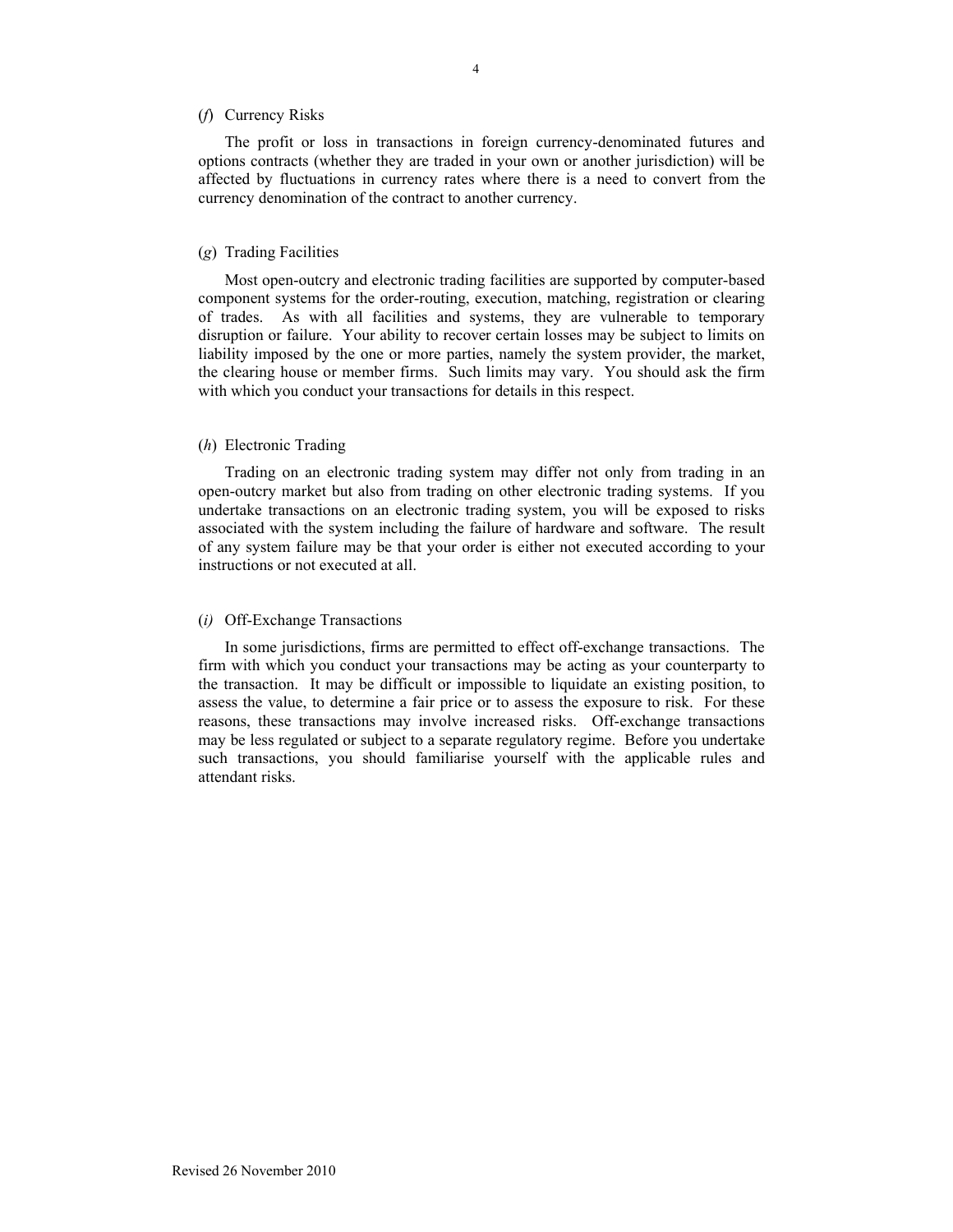(*f*) Currency Risks

The profit or loss in transactions in foreign currency-denominated futures and options contracts (whether they are traded in your own or another jurisdiction) will be affected by fluctuations in currency rates where there is a need to convert from the currency denomination of the contract to another currency.

(*g*) Trading Facilities

Most open-outcry and electronic trading facilities are supported by computer-based component systems for the order-routing, execution, matching, registration or clearing of trades. As with all facilities and systems, they are vulnerable to temporary disruption or failure. Your ability to recover certain losses may be subject to limits on liability imposed by the one or more parties, namely the system provider, the market, the clearing house or member firms. Such limits may vary. You should ask the firm with which you conduct your transactions for details in this respect.

(*h*) Electronic Trading

Trading on an electronic trading system may differ not only from trading in an open-outcry market but also from trading on other electronic trading systems. If you undertake transactions on an electronic trading system, you will be exposed to risks associated with the system including the failure of hardware and software. The result of any system failure may be that your order is either not executed according to your instructions or not executed at all.

(*i*) Off-Exchange Transactions

In some jurisdictions, firms are permitted to effect off-exchange transactions. The firm with which you conduct your transactions may be acting as your counterparty to the transaction. It may be difficult or impossible to liquidate an existing position, to assess the value, to determine a fair price or to assess the exposure to risk. For these reasons, these transactions may involve increased risks. Off-exchange transactions may be less regulated or subject to a separate regulatory regime. Before you undertake such transactions, you should familiarise yourself with the applicable rules and attendant risks.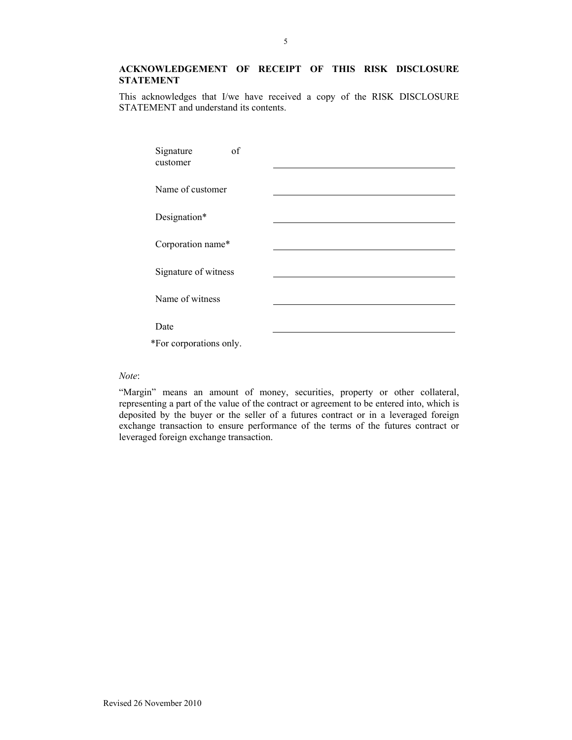**ACKNOWLEDGEMENT OF RECEIPT OF THIS RISK DISCLOSURE STATEMENT**

This acknowledges that I/we have received a copy of the RISK DISCLOSURE STATEMENT and understand its contents.

| | |
|---|---|
| Signature of customer | ______________________________ |
| Name of customer | ______________________________ |
| Designation* | ______________________________ |
| Corporation name* | ______________________________ |
| Signature of witness | ______________________________ |
| Name of witness | ______________________________ |
| Date | ______________________________ |

*For corporations only.

*Note*:

"Margin" means an amount of money, securities, property or other collateral, representing a part of the value of the contract or agreement to be entered into, which is deposited by the buyer or the seller of a futures contract or in a leveraged foreign exchange transaction to ensure performance of the terms of the futures contract or leveraged foreign exchange transaction.

Revised 26 November 2010